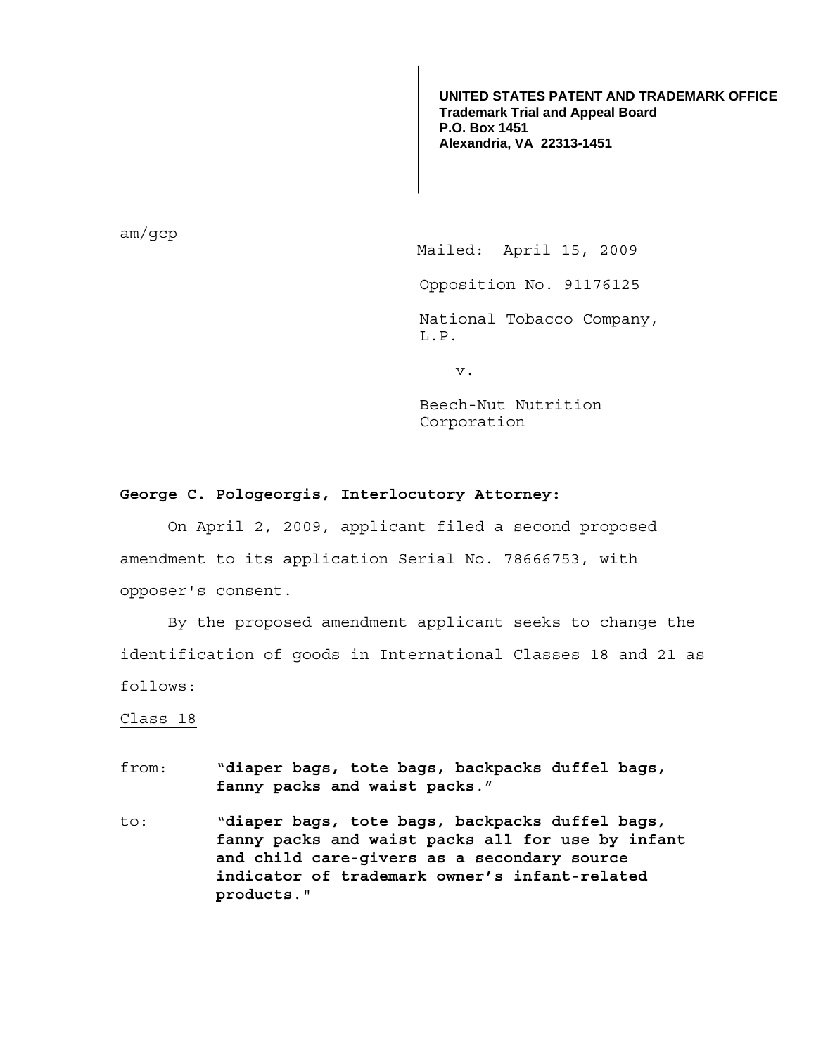**UNITED STATES PATENT AND TRADEMARK OFFICE**
**Trademark Trial and Appeal Board**
**P.O. Box 1451**
**Alexandria, VA 22313-1451**

am/gcp

Mailed: April 15, 2009

Opposition No. 91176125

National Tobacco Company, L.P.

v.

Beech-Nut Nutrition Corporation

**George C. Pologeorgis, Interlocutory Attorney:**

On April 2, 2009, applicant filed a second proposed amendment to its application Serial No. 78666753, with opposer's consent.

By the proposed amendment applicant seeks to change the identification of goods in International Classes 18 and 21 as follows:

Class 18

from: **"diaper bags, tote bags, backpacks duffel bags, fanny packs and waist packs."**

to: **"diaper bags, tote bags, backpacks duffel bags, fanny packs and waist packs all for use by infant and child care-givers as a secondary source indicator of trademark owner's infant-related products."**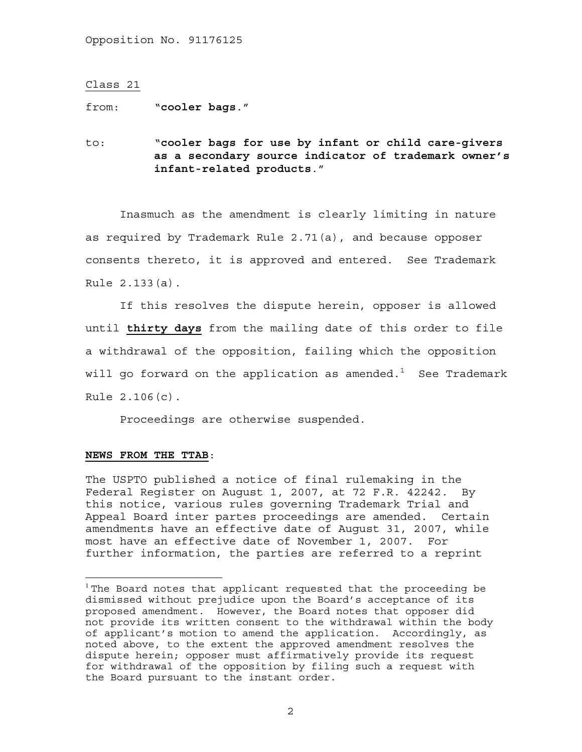Class 21

from: **"cooler bags."**

to: **"cooler bags for use by infant or child care-givers as a secondary source indicator of trademark owner's infant-related products."**

Inasmuch as the amendment is clearly limiting in nature as required by Trademark Rule 2.71(a), and because opposer consents thereto, it is approved and entered. See Trademark Rule 2.133(a).

If this resolves the dispute herein, opposer is allowed until **thirty days** from the mailing date of this order to file a withdrawal of the opposition, failing which the opposition will go forward on the application as amended.[1] See Trademark Rule 2.106(c).

Proceedings are otherwise suspended.

**NEWS FROM THE TTAB**:

The USPTO published a notice of final rulemaking in the Federal Register on August 1, 2007, at 72 F.R. 42242. By this notice, various rules governing Trademark Trial and Appeal Board inter partes proceedings are amended. Certain amendments have an effective date of August 31, 2007, while most have an effective date of November 1, 2007. For further information, the parties are referred to a reprint

---

[1] The Board notes that applicant requested that the proceeding be dismissed without prejudice upon the Board's acceptance of its proposed amendment. However, the Board notes that opposer did not provide its written consent to the withdrawal within the body of applicant's motion to amend the application. Accordingly, as noted above, to the extent the approved amendment resolves the dispute herein; opposer must affirmatively provide its request for withdrawal of the opposition by filing such a request with the Board pursuant to the instant order.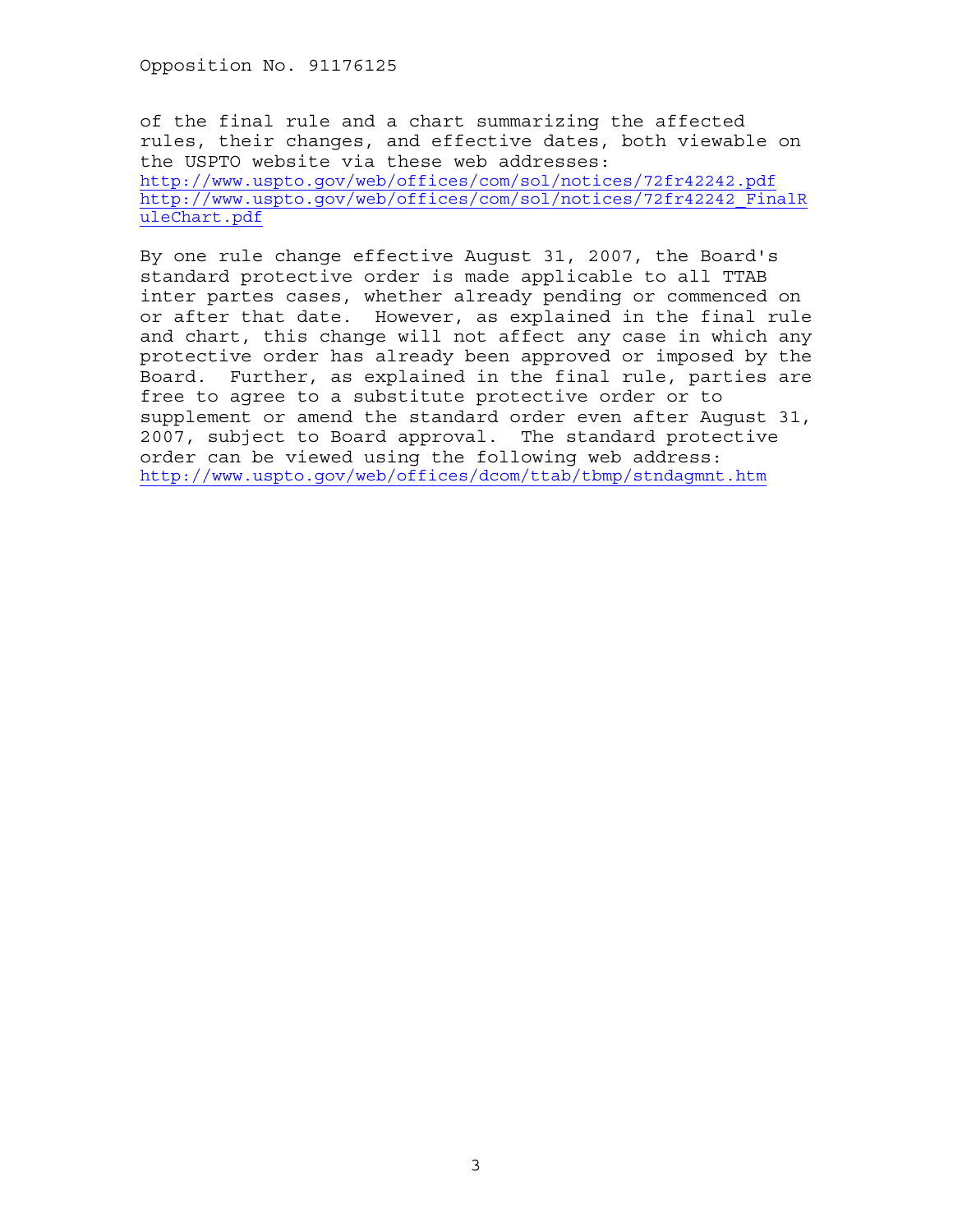of the final rule and a chart summarizing the affected rules, their changes, and effective dates, both viewable on the USPTO website via these web addresses:
http://www.uspto.gov/web/offices/com/sol/notices/72fr42242.pdf
http://www.uspto.gov/web/offices/com/sol/notices/72fr42242_FinalRuleChart.pdf

By one rule change effective August 31, 2007, the Board's standard protective order is made applicable to all TTAB inter partes cases, whether already pending or commenced on or after that date. However, as explained in the final rule and chart, this change will not affect any case in which any protective order has already been approved or imposed by the Board. Further, as explained in the final rule, parties are free to agree to a substitute protective order or to supplement or amend the standard order even after August 31, 2007, subject to Board approval. The standard protective order can be viewed using the following web address:
http://www.uspto.gov/web/offices/dcom/ttab/tbmp/stndagmnt.htm